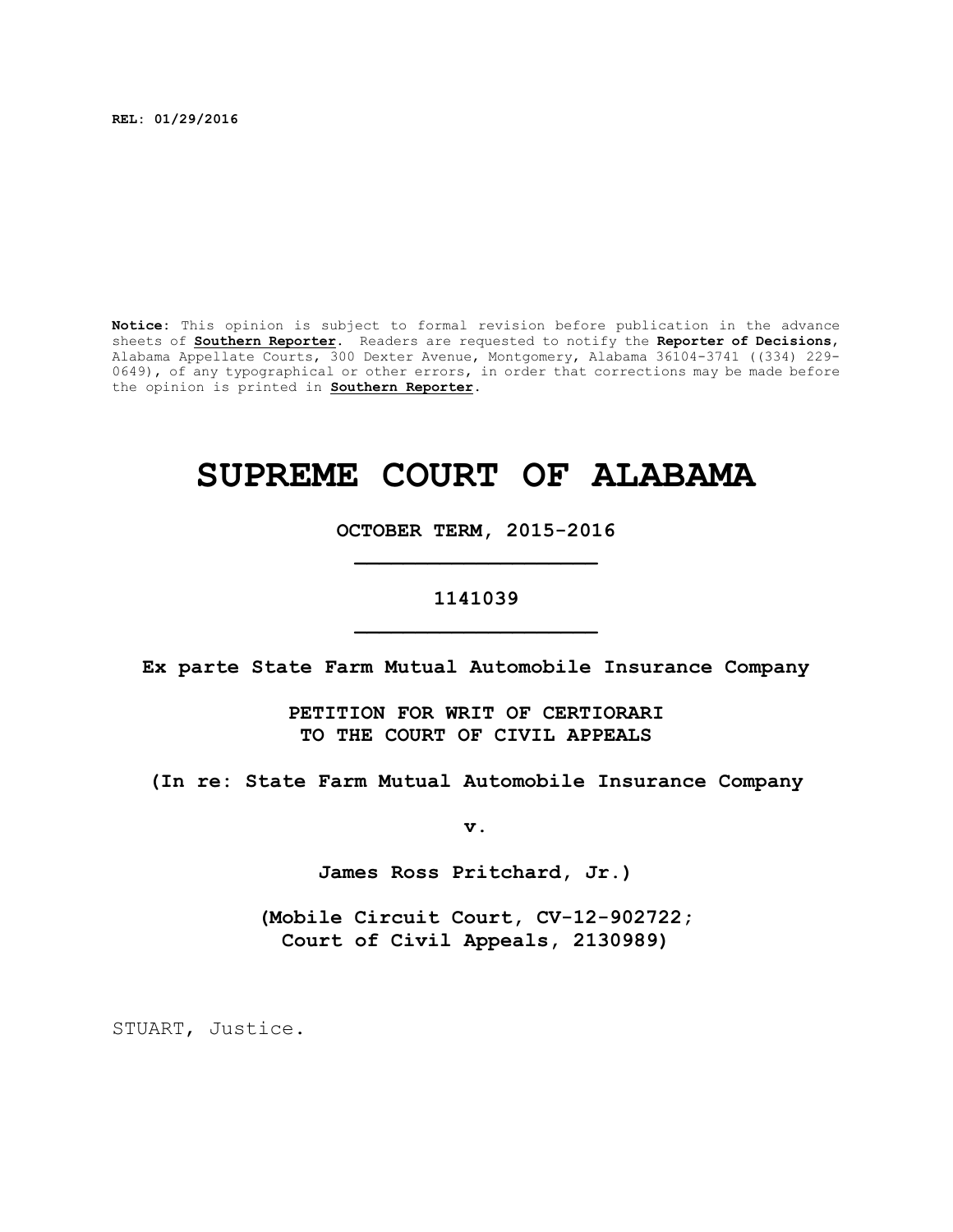**REL: 01/29/2016**

**Notice:** This opinion is subject to formal revision before publication in the advance sheets of **Southern Reporter**. Readers are requested to notify the **Reporter of Decisions**, Alabama Appellate Courts, 300 Dexter Avenue, Montgomery, Alabama 36104-3741 ((334) 229-0649), of any typographical or other errors, in order that corrections may be made before the opinion is printed in **Southern Reporter**.

# SUPREME COURT OF ALABAMA

**OCTOBER TERM, 2015-2016**

**1141039**

**Ex parte State Farm Mutual Automobile Insurance Company**

**PETITION FOR WRIT OF CERTIORARI TO THE COURT OF CIVIL APPEALS**

**(In re: State Farm Mutual Automobile Insurance Company**

**v.**

**James Ross Pritchard, Jr.)**

**(Mobile Circuit Court, CV-12-902722; Court of Civil Appeals, 2130989)**

STUART, Justice.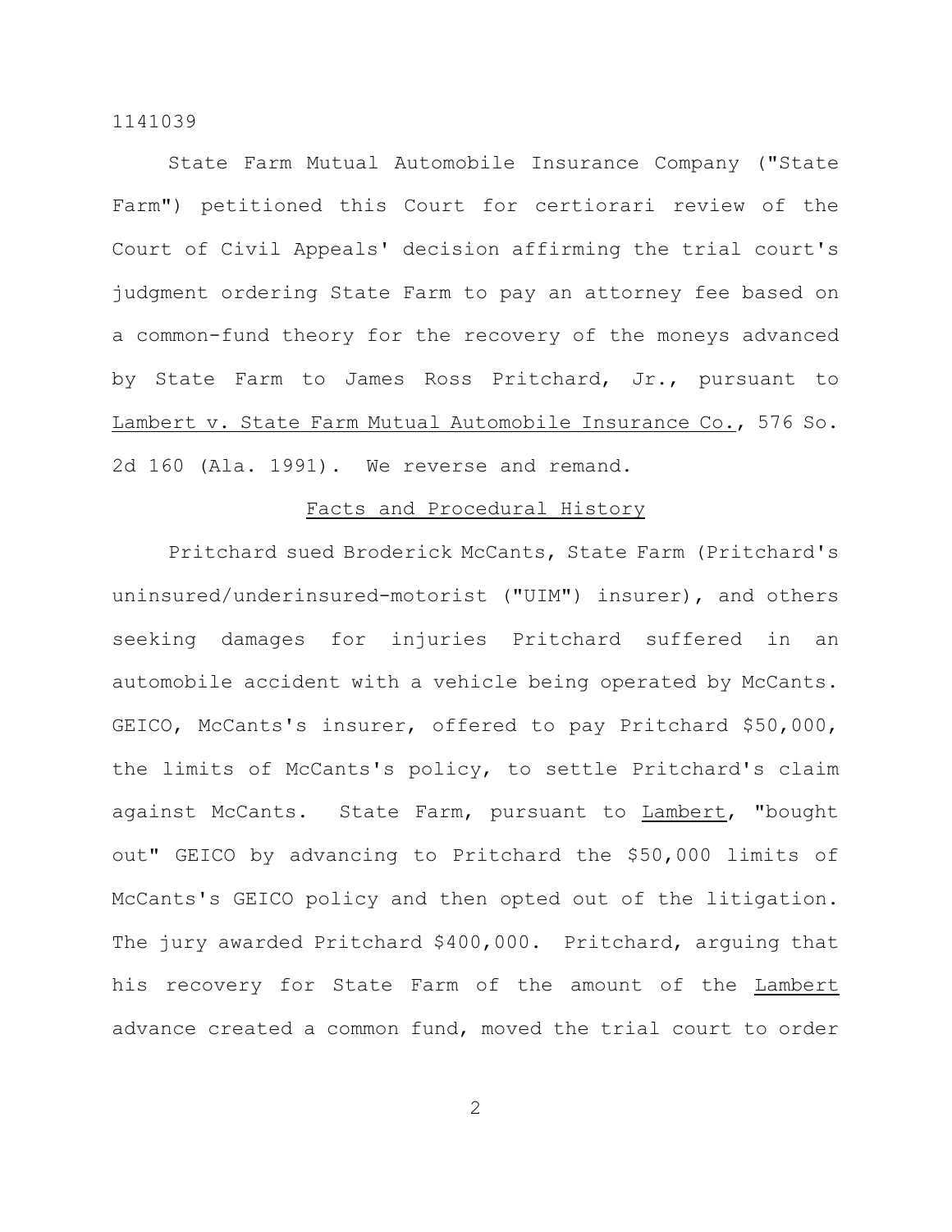State Farm Mutual Automobile Insurance Company ("State Farm") petitioned this Court for certiorari review of the Court of Civil Appeals' decision affirming the trial court's judgment ordering State Farm to pay an attorney fee based on a common-fund theory for the recovery of the moneys advanced by State Farm to James Ross Pritchard, Jr., pursuant to Lambert v. State Farm Mutual Automobile Insurance Co., 576 So. 2d 160 (Ala. 1991). We reverse and remand.

## Facts and Procedural History

Pritchard sued Broderick McCants, State Farm (Pritchard's uninsured/underinsured-motorist ("UIM") insurer), and others seeking damages for injuries Pritchard suffered in an automobile accident with a vehicle being operated by McCants. GEICO, McCants's insurer, offered to pay Pritchard $50,000, the limits of McCants's policy, to settle Pritchard's claim against McCants. State Farm, pursuant to Lambert, "bought out" GEICO by advancing to Pritchard the $50,000 limits of McCants's GEICO policy and then opted out of the litigation. The jury awarded Pritchard $400,000. Pritchard, arguing that his recovery for State Farm of the amount of the Lambert advance created a common fund, moved the trial court to order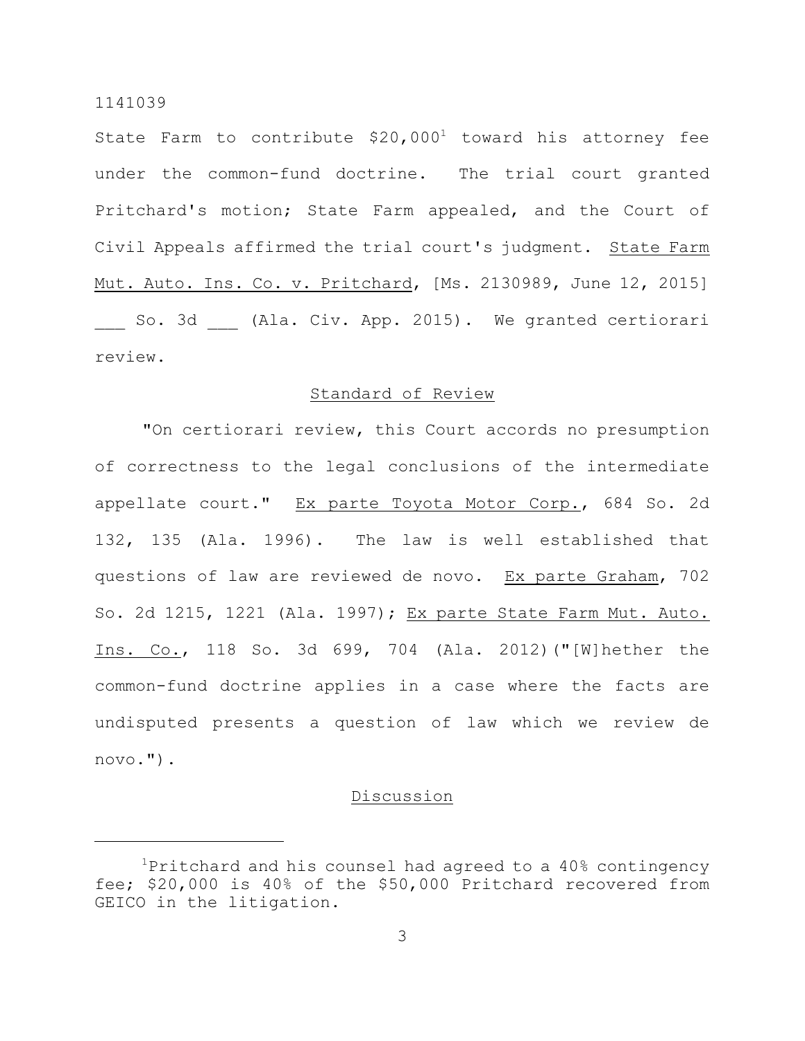State Farm to contribute $20,000[1] toward his attorney fee under the common-fund doctrine. The trial court granted Pritchard's motion; State Farm appealed, and the Court of Civil Appeals affirmed the trial court's judgment. State Farm Mut. Auto. Ins. Co. v. Pritchard, [Ms. 2130989, June 12, 2015] ___ So. 3d ___ (Ala. Civ. App. 2015). We granted certiorari review.

## Standard of Review

"On certiorari review, this Court accords no presumption of correctness to the legal conclusions of the intermediate appellate court." Ex parte Toyota Motor Corp., 684 So. 2d 132, 135 (Ala. 1996). The law is well established that questions of law are reviewed de novo. Ex parte Graham, 702 So. 2d 1215, 1221 (Ala. 1997); Ex parte State Farm Mut. Auto. Ins. Co., 118 So. 3d 699, 704 (Ala. 2012)("[W]hether the common-fund doctrine applies in a case where the facts are undisputed presents a question of law which we review de novo.").

## Discussion

[1]Pritchard and his counsel had agreed to a 40% contingency fee; $20,000 is 40% of the $50,000 Pritchard recovered from GEICO in the litigation.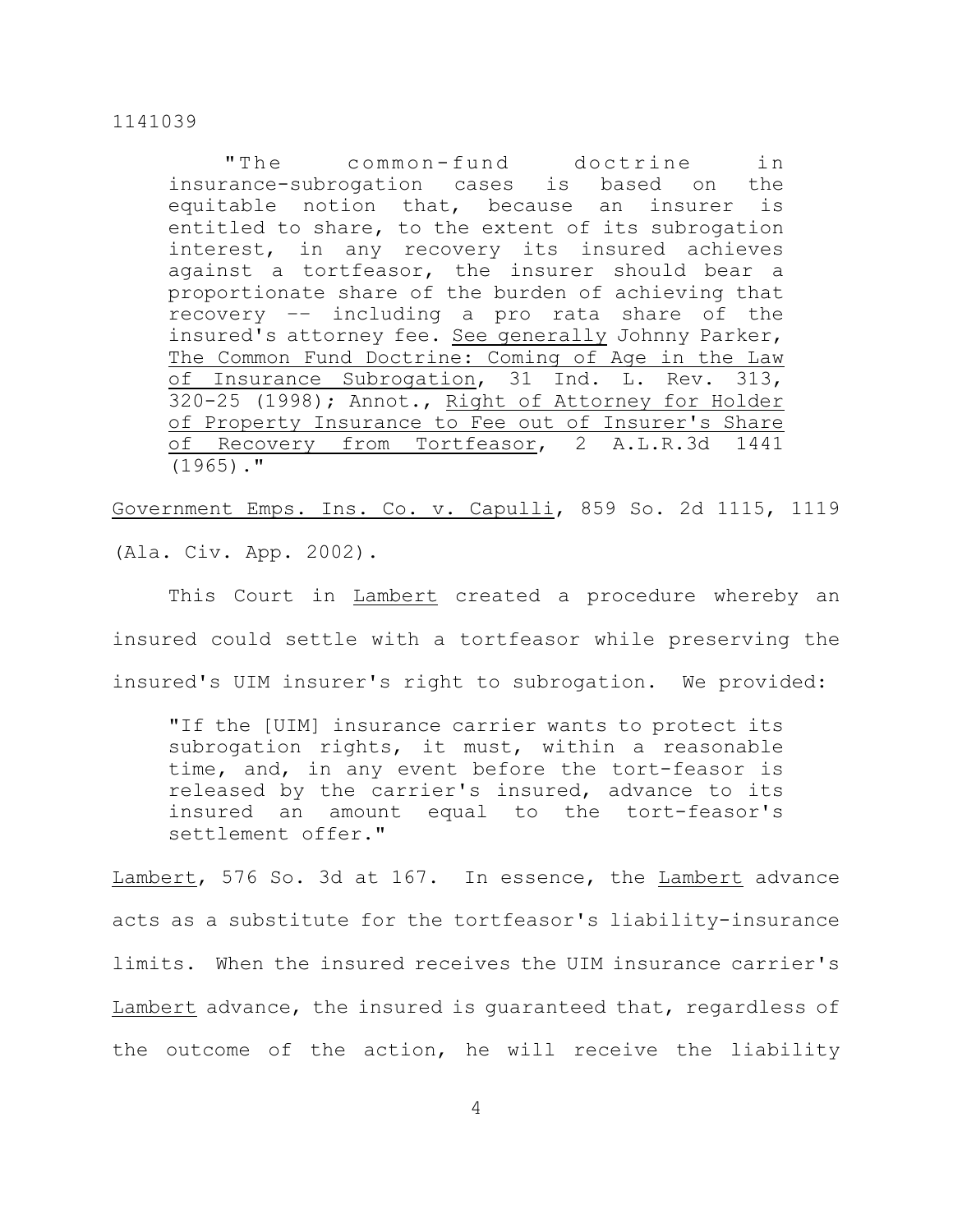> "The common-fund doctrine in insurance-subrogation cases is based on the equitable notion that, because an insurer is entitled to share, to the extent of its subrogation interest, in any recovery its insured achieves against a tortfeasor, the insurer should bear a proportionate share of the burden of achieving that recovery –- including a pro rata share of the insured's attorney fee. See generally Johnny Parker, The Common Fund Doctrine: Coming of Age in the Law of Insurance Subrogation, 31 Ind. L. Rev. 313, 320-25 (1998); Annot., Right of Attorney for Holder of Property Insurance to Fee out of Insurer's Share of Recovery from Tortfeasor, 2 A.L.R.3d 1441 (1965)."

Government Emps. Ins. Co. v. Capulli, 859 So. 2d 1115, 1119 (Ala. Civ. App. 2002).

This Court in Lambert created a procedure whereby an insured could settle with a tortfeasor while preserving the insured's UIM insurer's right to subrogation. We provided:

> "If the [UIM] insurance carrier wants to protect its subrogation rights, it must, within a reasonable time, and, in any event before the tort-feasor is released by the carrier's insured, advance to its insured an amount equal to the tort-feasor's settlement offer."

Lambert, 576 So. 3d at 167. In essence, the Lambert advance acts as a substitute for the tortfeasor's liability-insurance limits. When the insured receives the UIM insurance carrier's Lambert advance, the insured is guaranteed that, regardless of the outcome of the action, he will receive the liability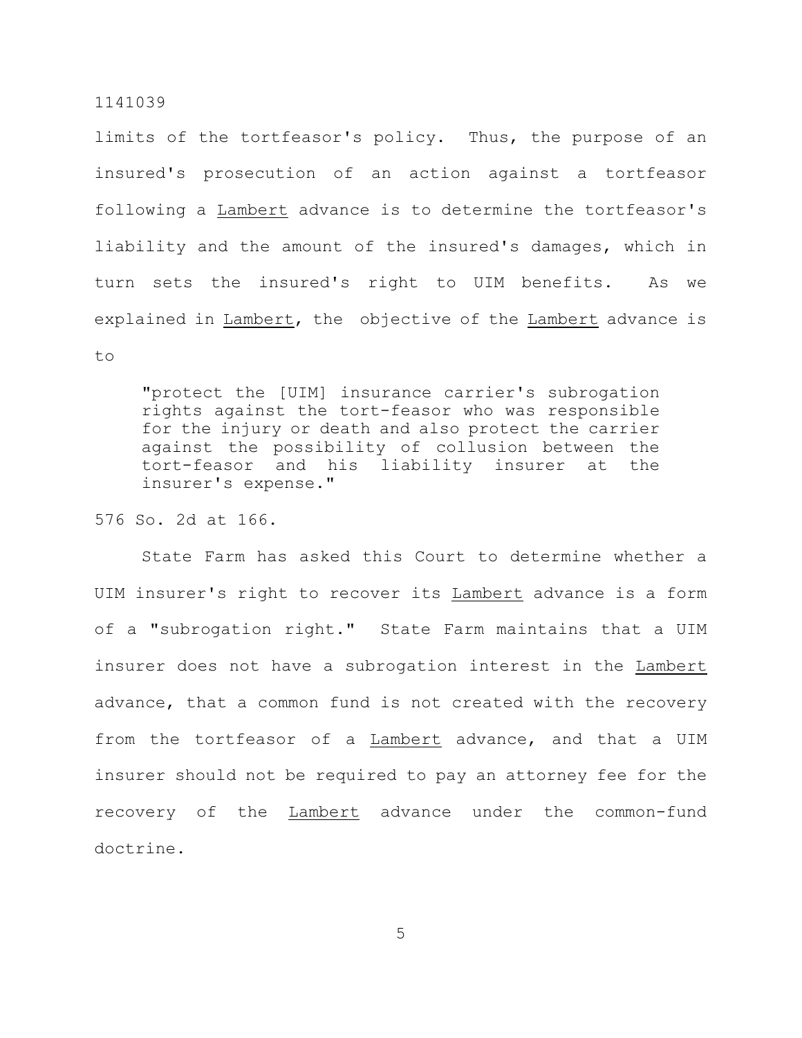limits of the tortfeasor's policy. Thus, the purpose of an insured's prosecution of an action against a tortfeasor following a Lambert advance is to determine the tortfeasor's liability and the amount of the insured's damages, which in turn sets the insured's right to UIM benefits. As we explained in Lambert, the objective of the Lambert advance is to

> "protect the [UIM] insurance carrier's subrogation rights against the tort-feasor who was responsible for the injury or death and also protect the carrier against the possibility of collusion between the tort-feasor and his liability insurer at the insurer's expense."

576 So. 2d at 166.

State Farm has asked this Court to determine whether a UIM insurer's right to recover its Lambert advance is a form of a "subrogation right." State Farm maintains that a UIM insurer does not have a subrogation interest in the Lambert advance, that a common fund is not created with the recovery from the tortfeasor of a Lambert advance, and that a UIM insurer should not be required to pay an attorney fee for the recovery of the Lambert advance under the common-fund doctrine.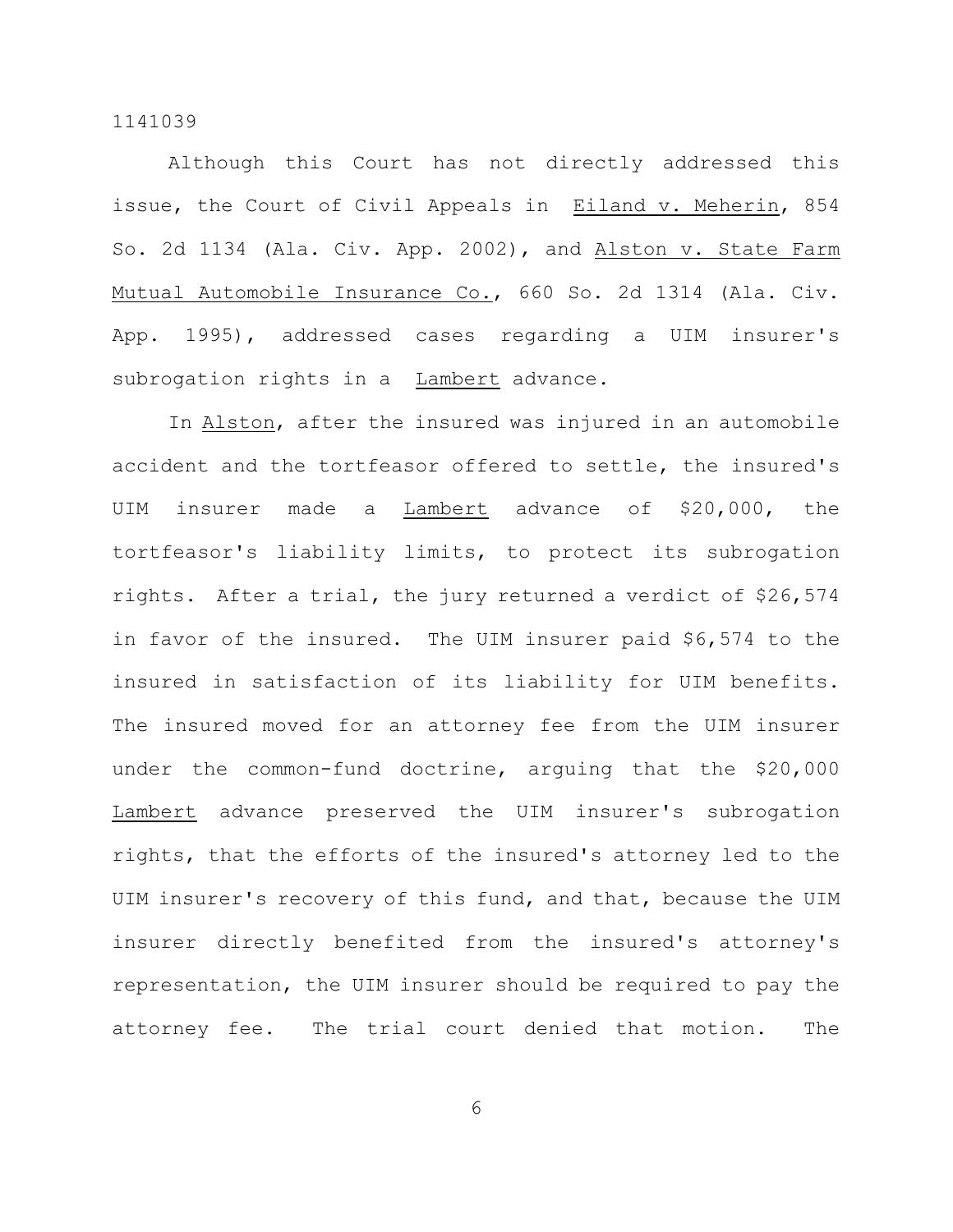Although this Court has not directly addressed this issue, the Court of Civil Appeals in Eiland v. Meherin, 854 So. 2d 1134 (Ala. Civ. App. 2002), and Alston v. State Farm Mutual Automobile Insurance Co., 660 So. 2d 1314 (Ala. Civ. App. 1995), addressed cases regarding a UIM insurer's subrogation rights in a Lambert advance.

In Alston, after the insured was injured in an automobile accident and the tortfeasor offered to settle, the insured's UIM insurer made a Lambert advance of $20,000, the tortfeasor's liability limits, to protect its subrogation rights. After a trial, the jury returned a verdict of $26,574 in favor of the insured. The UIM insurer paid $6,574 to the insured in satisfaction of its liability for UIM benefits. The insured moved for an attorney fee from the UIM insurer under the common-fund doctrine, arguing that the $20,000 Lambert advance preserved the UIM insurer's subrogation rights, that the efforts of the insured's attorney led to the UIM insurer's recovery of this fund, and that, because the UIM insurer directly benefited from the insured's attorney's representation, the UIM insurer should be required to pay the attorney fee. The trial court denied that motion. The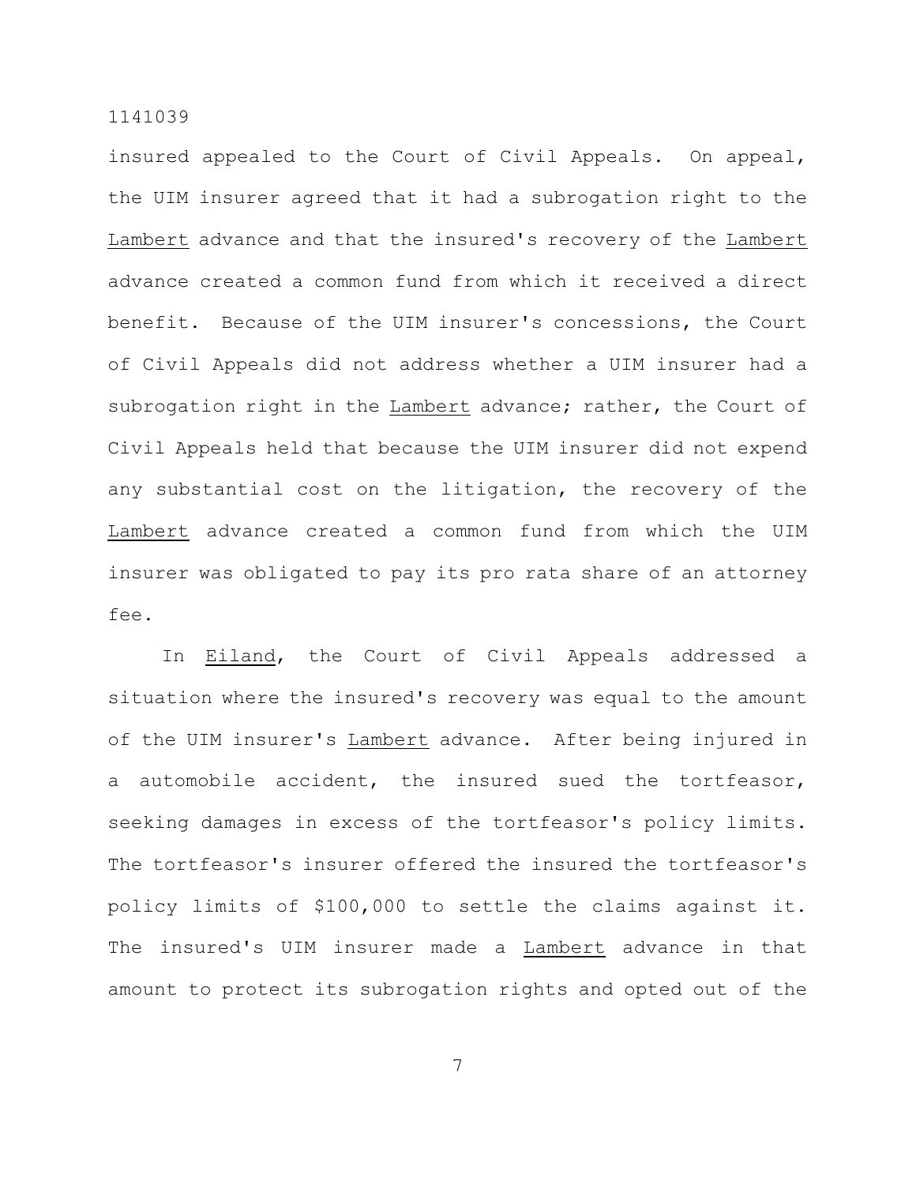insured appealed to the Court of Civil Appeals. On appeal, the UIM insurer agreed that it had a subrogation right to the Lambert advance and that the insured's recovery of the Lambert advance created a common fund from which it received a direct benefit. Because of the UIM insurer's concessions, the Court of Civil Appeals did not address whether a UIM insurer had a subrogation right in the Lambert advance; rather, the Court of Civil Appeals held that because the UIM insurer did not expend any substantial cost on the litigation, the recovery of the Lambert advance created a common fund from which the UIM insurer was obligated to pay its pro rata share of an attorney fee.

In Eiland, the Court of Civil Appeals addressed a situation where the insured's recovery was equal to the amount of the UIM insurer's Lambert advance. After being injured in a automobile accident, the insured sued the tortfeasor, seeking damages in excess of the tortfeasor's policy limits. The tortfeasor's insurer offered the insured the tortfeasor's policy limits of $100,000 to settle the claims against it. The insured's UIM insurer made a Lambert advance in that amount to protect its subrogation rights and opted out of the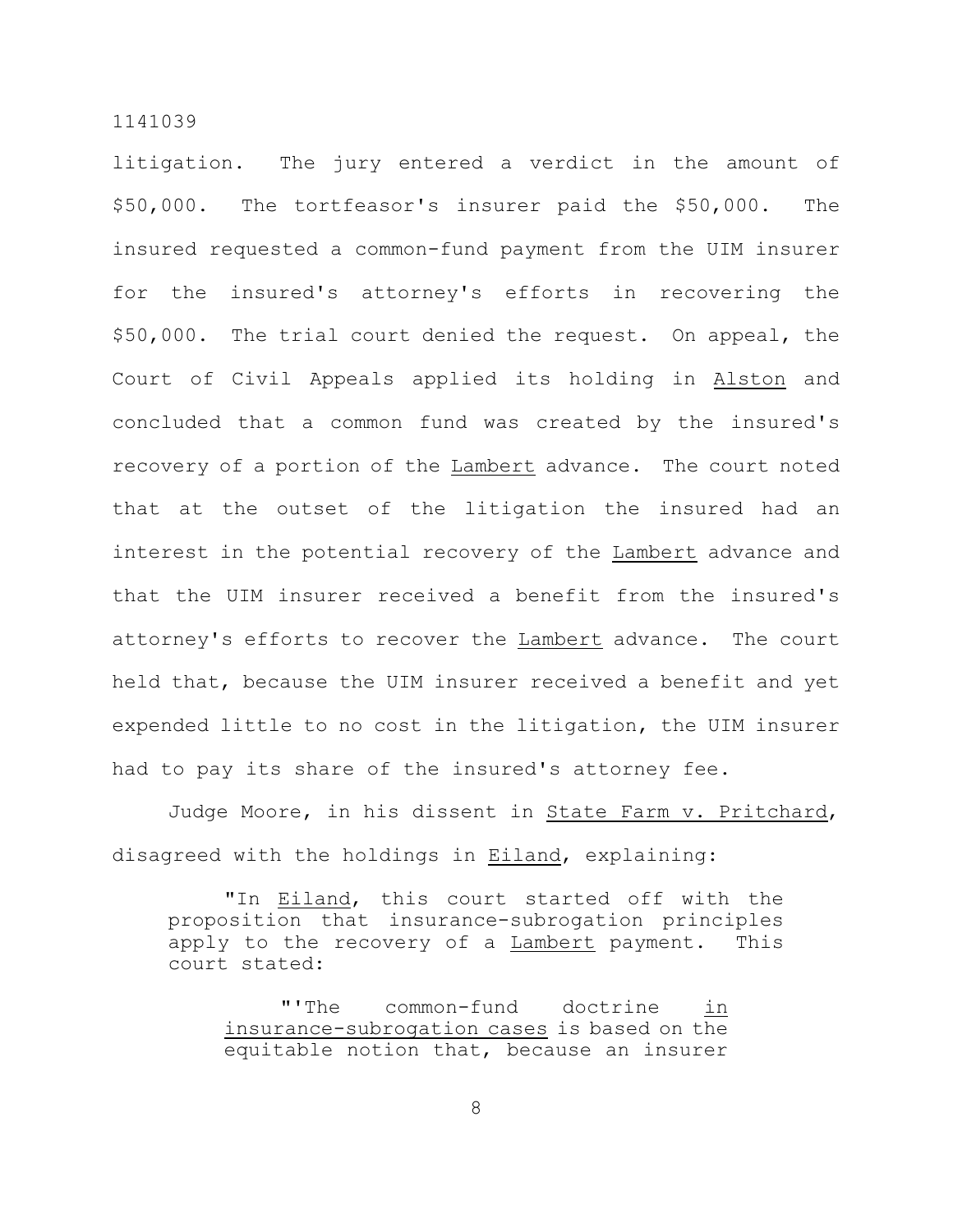litigation. The jury entered a verdict in the amount of $50,000. The tortfeasor's insurer paid the $50,000. The insured requested a common-fund payment from the UIM insurer for the insured's attorney's efforts in recovering the $50,000. The trial court denied the request. On appeal, the Court of Civil Appeals applied its holding in Alston and concluded that a common fund was created by the insured's recovery of a portion of the Lambert advance. The court noted that at the outset of the litigation the insured had an interest in the potential recovery of the Lambert advance and that the UIM insurer received a benefit from the insured's attorney's efforts to recover the Lambert advance. The court held that, because the UIM insurer received a benefit and yet expended little to no cost in the litigation, the UIM insurer had to pay its share of the insured's attorney fee.

Judge Moore, in his dissent in State Farm v. Pritchard, disagreed with the holdings in Eiland, explaining:

> "In Eiland, this court started off with the proposition that insurance-subrogation principles apply to the recovery of a Lambert payment. This court stated:
>
> > "'The common-fund doctrine in insurance-subrogation cases is based on the equitable notion that, because an insurer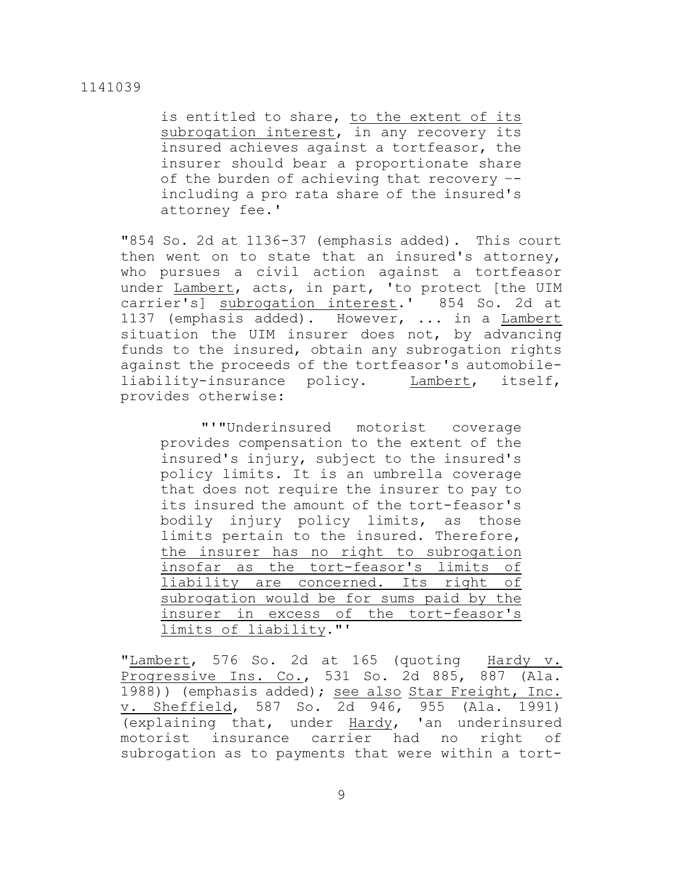> is entitled to share, <u>to the extent of its subrogation interest</u>, in any recovery its insured achieves against a tortfeasor, the insurer should bear a proportionate share of the burden of achieving that recovery -- including a pro rata share of the insured's attorney fee.'

"854 So. 2d at 1136-37 (emphasis added). This court then went on to state that an insured's attorney, who pursues a civil action against a tortfeasor under <u>Lambert</u>, acts, in part, 'to protect [the UIM carrier's] <u>subrogation interest</u>.' 854 So. 2d at 1137 (emphasis added). However, ... in a <u>Lambert</u> situation the UIM insurer does not, by advancing funds to the insured, obtain any subrogation rights against the proceeds of the tortfeasor's automobile-liability-insurance policy. <u>Lambert</u>, itself, provides otherwise:

> "'"Underinsured motorist coverage provides compensation to the extent of the insured's injury, subject to the insured's policy limits. It is an umbrella coverage that does not require the insurer to pay to its insured the amount of the tort-feasor's bodily injury policy limits, as those limits pertain to the insured. Therefore, <u>the insurer has no right to subrogation insofar as the tort-feasor's limits of liability are concerned. Its right of subrogation would be for sums paid by the insurer in excess of the tort-feasor's limits of liability</u>."'

"<u>Lambert</u>, 576 So. 2d at 165 (quoting <u>Hardy v. Progressive Ins. Co.</u>, 531 So. 2d 885, 887 (Ala. 1988)) (emphasis added); <u>see also</u> <u>Star Freight, Inc. v. Sheffield</u>, 587 So. 2d 946, 955 (Ala. 1991) (explaining that, under <u>Hardy</u>, 'an underinsured motorist insurance carrier had no right of subrogation as to payments that were within a tort-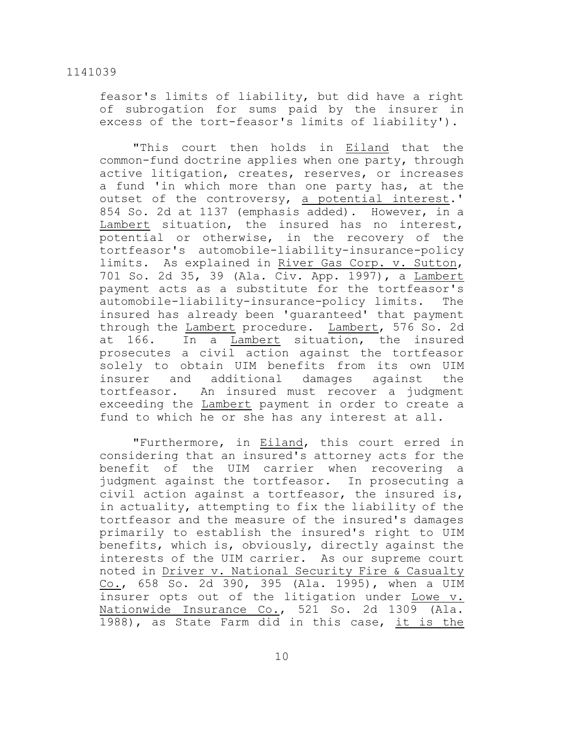feasor's limits of liability, but did have a right of subrogation for sums paid by the insurer in excess of the tort-feasor's limits of liability').

"This court then holds in Eiland that the common-fund doctrine applies when one party, through active litigation, creates, reserves, or increases a fund 'in which more than one party has, at the outset of the controversy, a potential interest.' 854 So. 2d at 1137 (emphasis added). However, in a Lambert situation, the insured has no interest, potential or otherwise, in the recovery of the tortfeasor's automobile-liability-insurance-policy limits. As explained in River Gas Corp. v. Sutton, 701 So. 2d 35, 39 (Ala. Civ. App. 1997), a Lambert payment acts as a substitute for the tortfeasor's automobile-liability-insurance-policy limits. The insured has already been 'guaranteed' that payment through the Lambert procedure. Lambert, 576 So. 2d at 166. In a Lambert situation, the insured prosecutes a civil action against the tortfeasor solely to obtain UIM benefits from its own UIM insurer and additional damages against the tortfeasor. An insured must recover a judgment exceeding the Lambert payment in order to create a fund to which he or she has any interest at all.

"Furthermore, in Eiland, this court erred in considering that an insured's attorney acts for the benefit of the UIM carrier when recovering a judgment against the tortfeasor. In prosecuting a civil action against a tortfeasor, the insured is, in actuality, attempting to fix the liability of the tortfeasor and the measure of the insured's damages primarily to establish the insured's right to UIM benefits, which is, obviously, directly against the interests of the UIM carrier. As our supreme court noted in Driver v. National Security Fire & Casualty Co., 658 So. 2d 390, 395 (Ala. 1995), when a UIM insurer opts out of the litigation under Lowe v. Nationwide Insurance Co., 521 So. 2d 1309 (Ala. 1988), as State Farm did in this case, it is the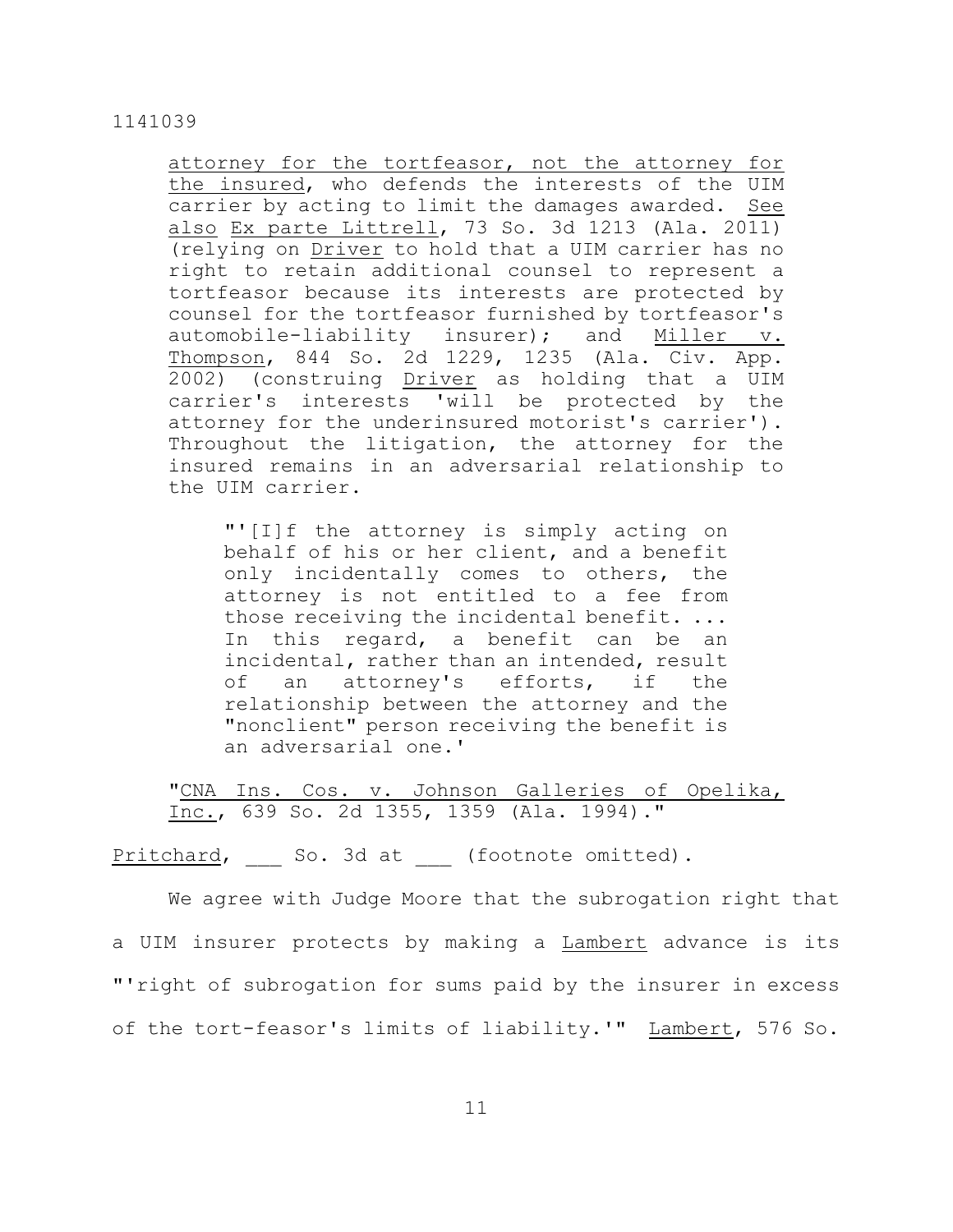attorney for the tortfeasor, not the attorney for the insured, who defends the interests of the UIM carrier by acting to limit the damages awarded. See also Ex parte Littrell, 73 So. 3d 1213 (Ala. 2011) (relying on Driver to hold that a UIM carrier has no right to retain additional counsel to represent a tortfeasor because its interests are protected by counsel for the tortfeasor furnished by tortfeasor's automobile-liability insurer); and Miller v. Thompson, 844 So. 2d 1229, 1235 (Ala. Civ. App. 2002) (construing Driver as holding that a UIM carrier's interests 'will be protected by the attorney for the underinsured motorist's carrier'). Throughout the litigation, the attorney for the insured remains in an adversarial relationship to the UIM carrier.

> "'[I]f the attorney is simply acting on behalf of his or her client, and a benefit only incidentally comes to others, the attorney is not entitled to a fee from those receiving the incidental benefit. ... In this regard, a benefit can be an incidental, rather than an intended, result of an attorney's efforts, if the relationship between the attorney and the "nonclient" person receiving the benefit is an adversarial one.'

"CNA Ins. Cos. v. Johnson Galleries of Opelika, Inc., 639 So. 2d 1355, 1359 (Ala. 1994)."

Pritchard, ___ So. 3d at ___ (footnote omitted).

We agree with Judge Moore that the subrogation right that a UIM insurer protects by making a Lambert advance is its "'right of subrogation for sums paid by the insurer in excess of the tort-feasor's limits of liability.'" Lambert, 576 So.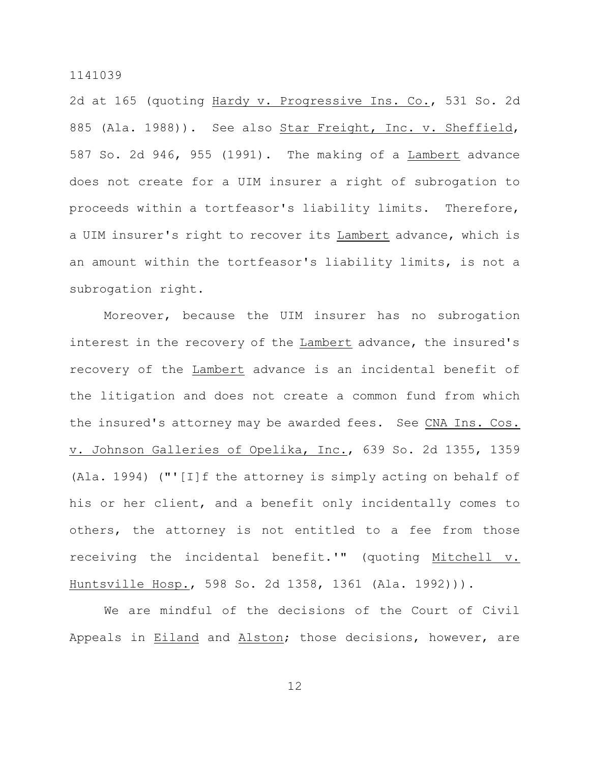2d at 165 (quoting Hardy v. Progressive Ins. Co., 531 So. 2d 885 (Ala. 1988)). See also Star Freight, Inc. v. Sheffield, 587 So. 2d 946, 955 (1991). The making of a Lambert advance does not create for a UIM insurer a right of subrogation to proceeds within a tortfeasor's liability limits. Therefore, a UIM insurer's right to recover its Lambert advance, which is an amount within the tortfeasor's liability limits, is not a subrogation right.

Moreover, because the UIM insurer has no subrogation interest in the recovery of the Lambert advance, the insured's recovery of the Lambert advance is an incidental benefit of the litigation and does not create a common fund from which the insured's attorney may be awarded fees. See CNA Ins. Cos. v. Johnson Galleries of Opelika, Inc., 639 So. 2d 1355, 1359 (Ala. 1994) ("'[I]f the attorney is simply acting on behalf of his or her client, and a benefit only incidentally comes to others, the attorney is not entitled to a fee from those receiving the incidental benefit.'" (quoting Mitchell v. Huntsville Hosp., 598 So. 2d 1358, 1361 (Ala. 1992))).

We are mindful of the decisions of the Court of Civil Appeals in Eiland and Alston; those decisions, however, are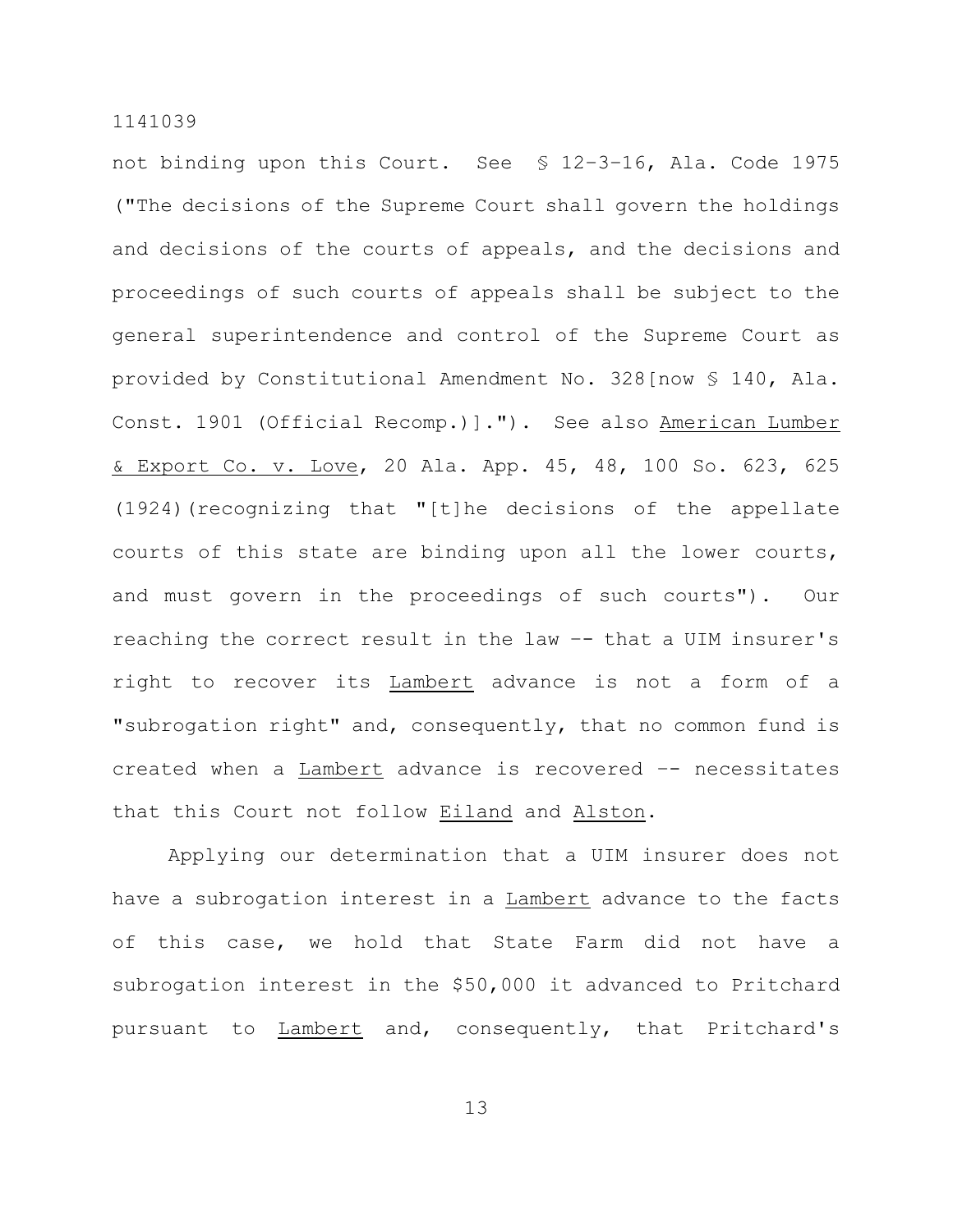not binding upon this Court. See § 12-3-16, Ala. Code 1975 ("The decisions of the Supreme Court shall govern the holdings and decisions of the courts of appeals, and the decisions and proceedings of such courts of appeals shall be subject to the general superintendence and control of the Supreme Court as provided by Constitutional Amendment No. 328[now § 140, Ala. Const. 1901 (Official Recomp.)]."). See also American Lumber & Export Co. v. Love, 20 Ala. App. 45, 48, 100 So. 623, 625 (1924)(recognizing that "[t]he decisions of the appellate courts of this state are binding upon all the lower courts, and must govern in the proceedings of such courts"). Our reaching the correct result in the law -- that a UIM insurer's right to recover its Lambert advance is not a form of a "subrogation right" and, consequently, that no common fund is created when a Lambert advance is recovered -- necessitates that this Court not follow Eiland and Alston.

Applying our determination that a UIM insurer does not have a subrogation interest in a Lambert advance to the facts of this case, we hold that State Farm did not have a subrogation interest in the $50,000 it advanced to Pritchard pursuant to Lambert and, consequently, that Pritchard's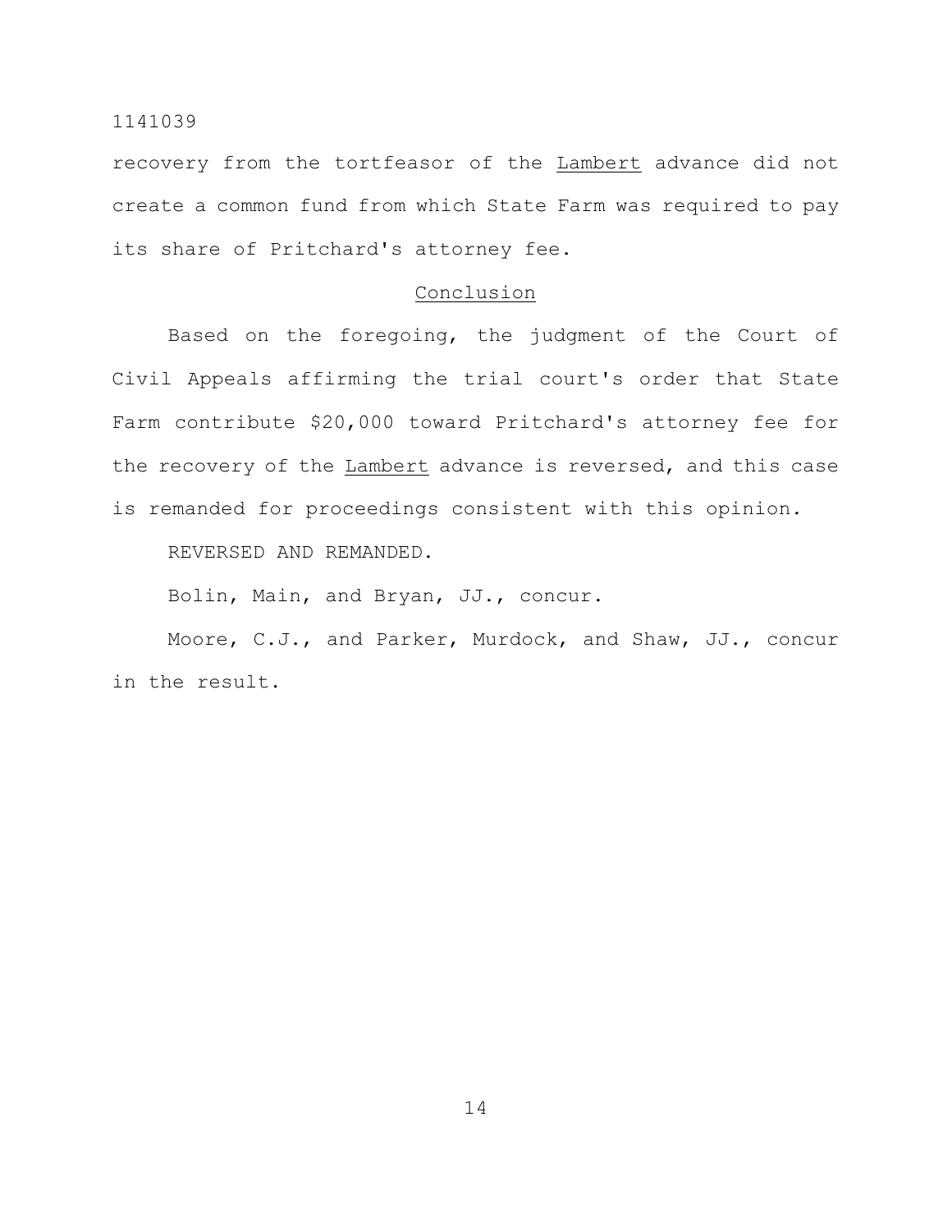recovery from the tortfeasor of the _Lambert_ advance did not create a common fund from which State Farm was required to pay its share of Pritchard's attorney fee.

## Conclusion

Based on the foregoing, the judgment of the Court of Civil Appeals affirming the trial court's order that State Farm contribute $20,000 toward Pritchard's attorney fee for the recovery of the _Lambert_ advance is reversed, and this case is remanded for proceedings consistent with this opinion.

REVERSED AND REMANDED.

Bolin, Main, and Bryan, JJ., concur.

Moore, C.J., and Parker, Murdock, and Shaw, JJ., concur in the result.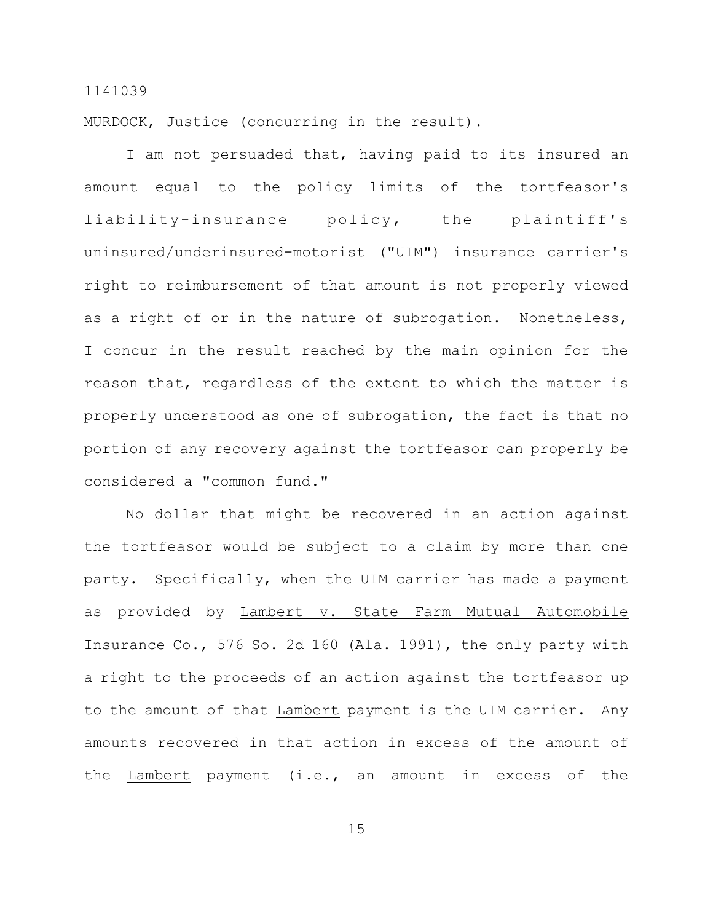MURDOCK, Justice (concurring in the result).

I am not persuaded that, having paid to its insured an amount equal to the policy limits of the tortfeasor's liability-insurance policy, the plaintiff's uninsured/underinsured-motorist ("UIM") insurance carrier's right to reimbursement of that amount is not properly viewed as a right of or in the nature of subrogation. Nonetheless, I concur in the result reached by the main opinion for the reason that, regardless of the extent to which the matter is properly understood as one of subrogation, the fact is that no portion of any recovery against the tortfeasor can properly be considered a "common fund."

No dollar that might be recovered in an action against the tortfeasor would be subject to a claim by more than one party. Specifically, when the UIM carrier has made a payment as provided by Lambert v. State Farm Mutual Automobile Insurance Co., 576 So. 2d 160 (Ala. 1991), the only party with a right to the proceeds of an action against the tortfeasor up to the amount of that Lambert payment is the UIM carrier. Any amounts recovered in that action in excess of the amount of the Lambert payment (i.e., an amount in excess of the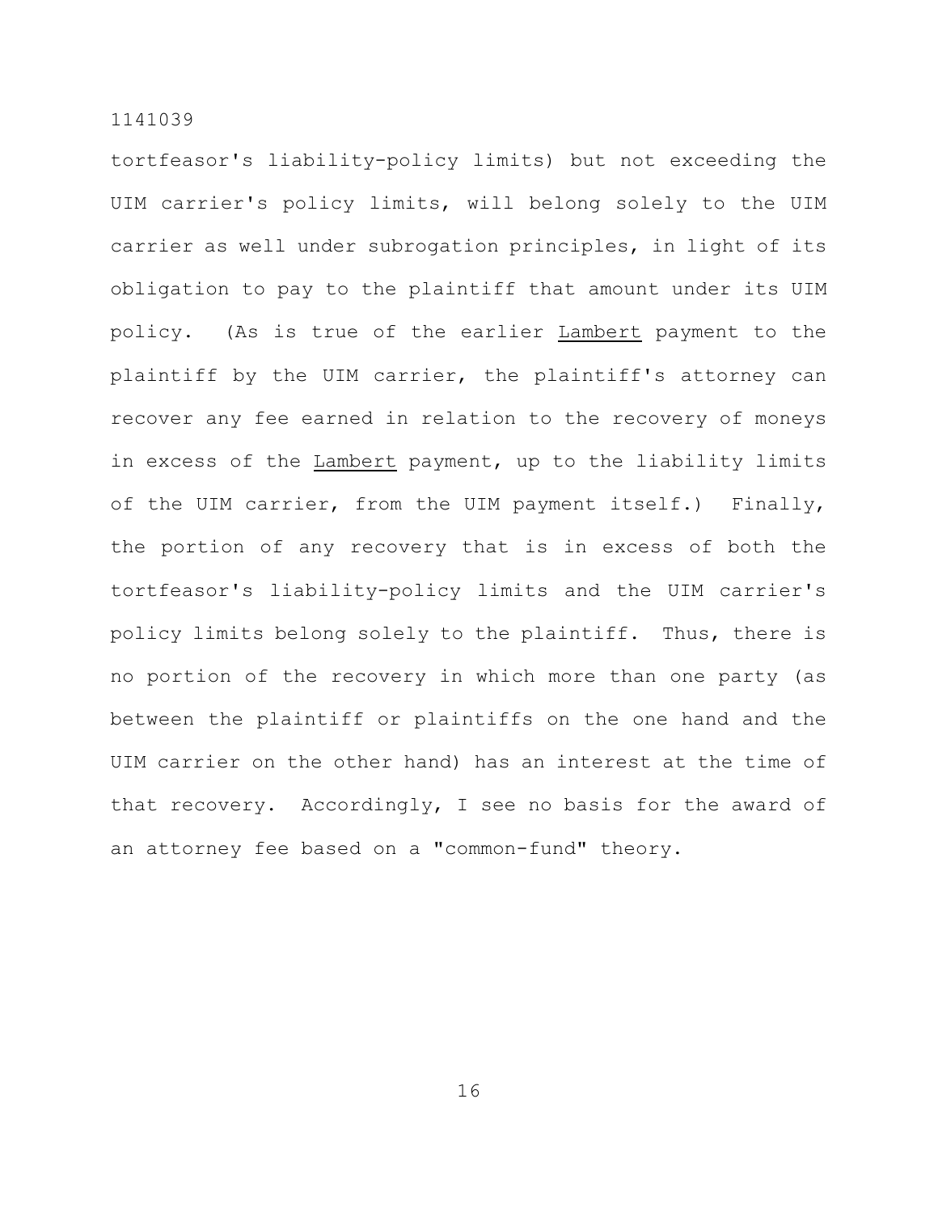tortfeasor's liability-policy limits) but not exceeding the UIM carrier's policy limits, will belong solely to the UIM carrier as well under subrogation principles, in light of its obligation to pay to the plaintiff that amount under its UIM policy. (As is true of the earlier Lambert payment to the plaintiff by the UIM carrier, the plaintiff's attorney can recover any fee earned in relation to the recovery of moneys in excess of the Lambert payment, up to the liability limits of the UIM carrier, from the UIM payment itself.) Finally, the portion of any recovery that is in excess of both the tortfeasor's liability-policy limits and the UIM carrier's policy limits belong solely to the plaintiff. Thus, there is no portion of the recovery in which more than one party (as between the plaintiff or plaintiffs on the one hand and the UIM carrier on the other hand) has an interest at the time of that recovery. Accordingly, I see no basis for the award of an attorney fee based on a "common-fund" theory.